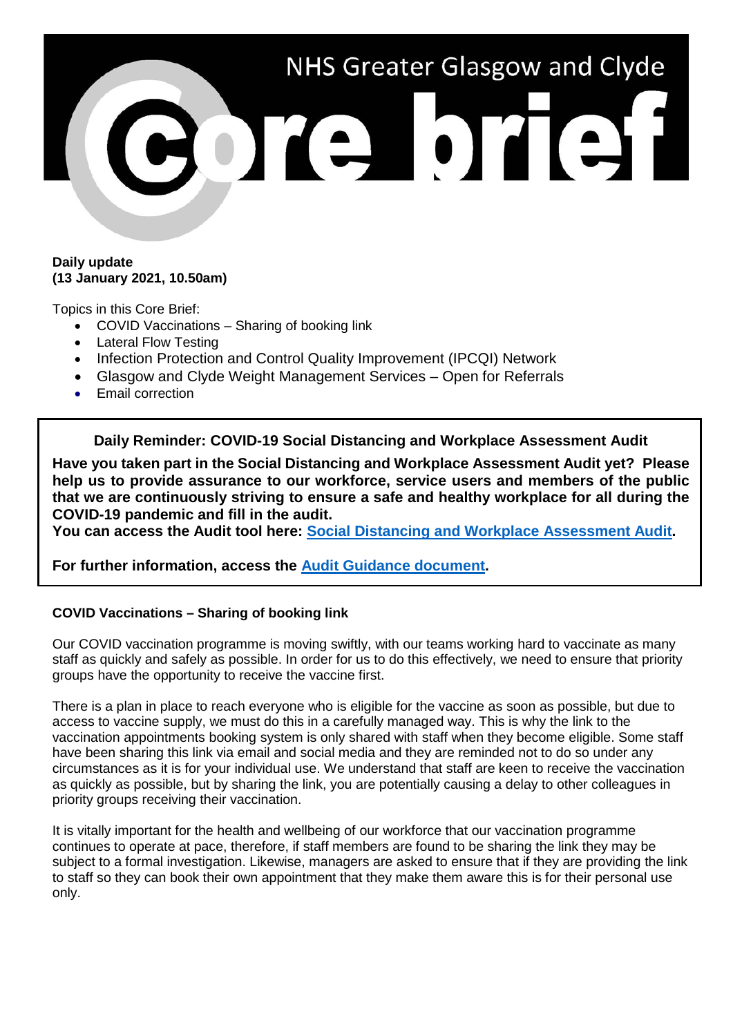# NHS Greater Glasgow and Clyde

# Core brief

**Daily update**
**(13 January 2021, 10.50am)**

Topics in this Core Brief:

- COVID Vaccinations – Sharing of booking link
- Lateral Flow Testing
- Infection Protection and Control Quality Improvement (IPCQI) Network
- Glasgow and Clyde Weight Management Services – Open for Referrals
- Email correction

**Daily Reminder: COVID-19 Social Distancing and Workplace Assessment Audit**

**Have you taken part in the Social Distancing and Workplace Assessment Audit yet? Please help us to provide assurance to our workforce, service users and members of the public that we are continuously striving to ensure a safe and healthy workplace for all during the COVID-19 pandemic and fill in the audit.**

**You can access the Audit tool here: Social Distancing and Workplace Assessment Audit.**

**For further information, access the Audit Guidance document.**

**COVID Vaccinations – Sharing of booking link**

Our COVID vaccination programme is moving swiftly, with our teams working hard to vaccinate as many staff as quickly and safely as possible. In order for us to do this effectively, we need to ensure that priority groups have the opportunity to receive the vaccine first.

There is a plan in place to reach everyone who is eligible for the vaccine as soon as possible, but due to access to vaccine supply, we must do this in a carefully managed way. This is why the link to the vaccination appointments booking system is only shared with staff when they become eligible. Some staff have been sharing this link via email and social media and they are reminded not to do so under any circumstances as it is for your individual use. We understand that staff are keen to receive the vaccination as quickly as possible, but by sharing the link, you are potentially causing a delay to other colleagues in priority groups receiving their vaccination.

It is vitally important for the health and wellbeing of our workforce that our vaccination programme continues to operate at pace, therefore, if staff members are found to be sharing the link they may be subject to a formal investigation. Likewise, managers are asked to ensure that if they are providing the link to staff so they can book their own appointment that they make them aware this is for their personal use only.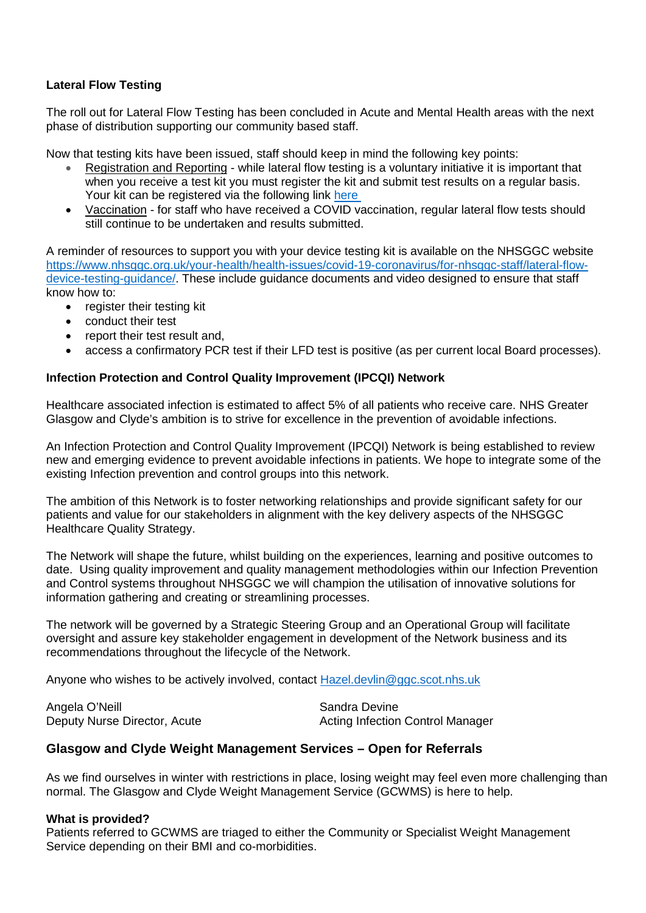**Lateral Flow Testing**

The roll out for Lateral Flow Testing has been concluded in Acute and Mental Health areas with the next phase of distribution supporting our community based staff.

Now that testing kits have been issued, staff should keep in mind the following key points:

- Registration and Reporting - while lateral flow testing is a voluntary initiative it is important that when you receive a test kit you must register the kit and submit test results on a regular basis. Your kit can be registered via the following link [here](here)
- Vaccination - for staff who have received a COVID vaccination, regular lateral flow tests should still continue to be undertaken and results submitted.

A reminder of resources to support you with your device testing kit is available on the NHSGGC website [https://www.nhsggc.org.uk/your-health/health-issues/covid-19-coronavirus/for-nhsggc-staff/lateral-flow-device-testing-guidance/](https://www.nhsggc.org.uk/your-health/health-issues/covid-19-coronavirus/for-nhsggc-staff/lateral-flow-device-testing-guidance/). These include guidance documents and video designed to ensure that staff know how to:

- register their testing kit
- conduct their test
- report their test result and,
- access a confirmatory PCR test if their LFD test is positive (as per current local Board processes).

**Infection Protection and Control Quality Improvement (IPCQI) Network**

Healthcare associated infection is estimated to affect 5% of all patients who receive care. NHS Greater Glasgow and Clyde's ambition is to strive for excellence in the prevention of avoidable infections.

An Infection Protection and Control Quality Improvement (IPCQI) Network is being established to review new and emerging evidence to prevent avoidable infections in patients. We hope to integrate some of the existing Infection prevention and control groups into this network.

The ambition of this Network is to foster networking relationships and provide significant safety for our patients and value for our stakeholders in alignment with the key delivery aspects of the NHSGGC Healthcare Quality Strategy.

The Network will shape the future, whilst building on the experiences, learning and positive outcomes to date. Using quality improvement and quality management methodologies within our Infection Prevention and Control systems throughout NHSGGC we will champion the utilisation of innovative solutions for information gathering and creating or streamlining processes.

The network will be governed by a Strategic Steering Group and an Operational Group will facilitate oversight and assure key stakeholder engagement in development of the Network business and its recommendations throughout the lifecycle of the Network.

Anyone who wishes to be actively involved, contact [Hazel.devlin@ggc.scot.nhs.uk](mailto:Hazel.devlin@ggc.scot.nhs.uk)

Angela O'Neill
Deputy Nurse Director, Acute

Sandra Devine
Acting Infection Control Manager

## Glasgow and Clyde Weight Management Services – Open for Referrals

As we find ourselves in winter with restrictions in place, losing weight may feel even more challenging than normal. The Glasgow and Clyde Weight Management Service (GCWMS) is here to help.

**What is provided?**
Patients referred to GCWMS are triaged to either the Community or Specialist Weight Management Service depending on their BMI and co-morbidities.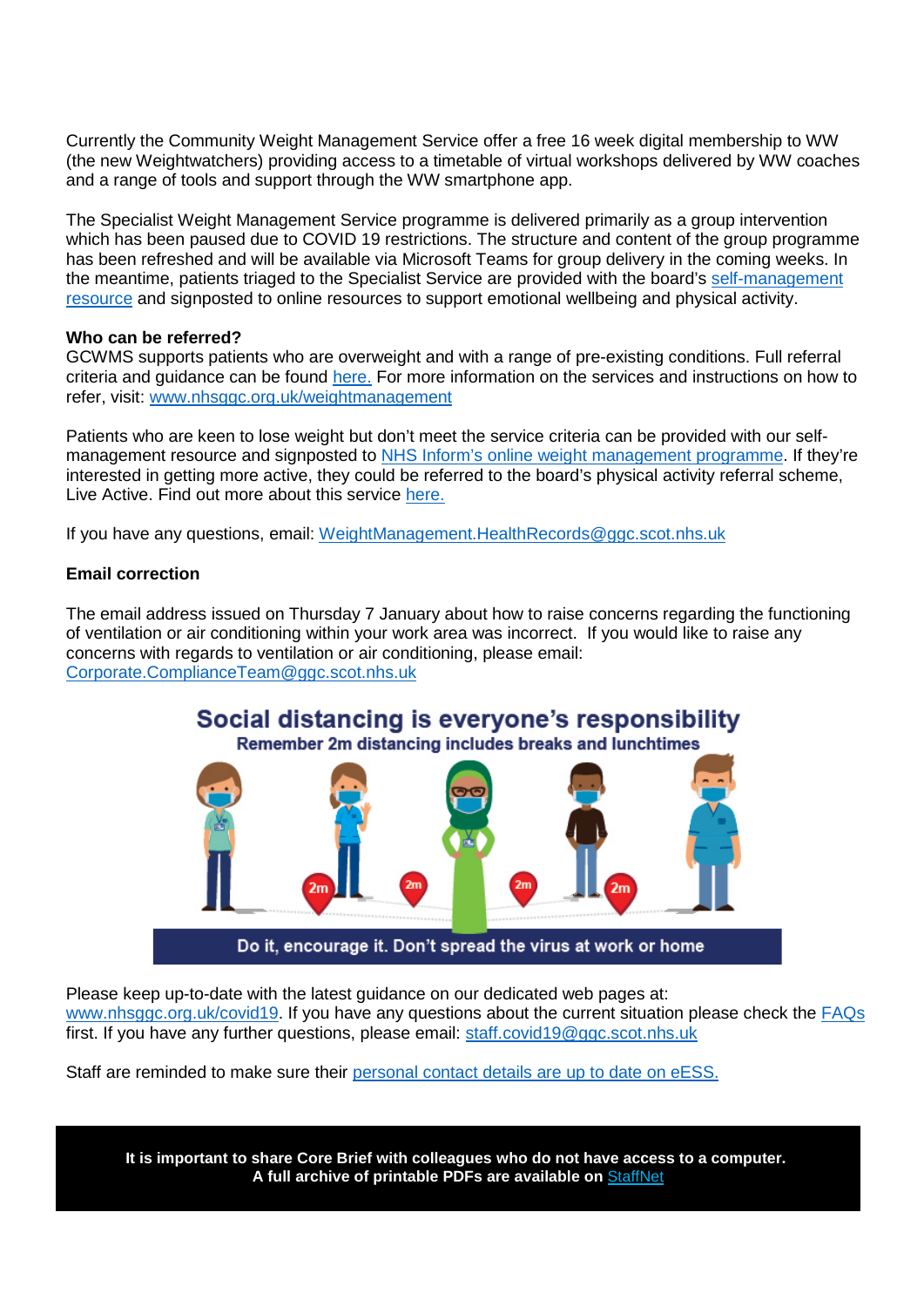Currently the Community Weight Management Service offer a free 16 week digital membership to WW (the new Weightwatchers) providing access to a timetable of virtual workshops delivered by WW coaches and a range of tools and support through the WW smartphone app.

The Specialist Weight Management Service programme is delivered primarily as a group intervention which has been paused due to COVID 19 restrictions. The structure and content of the group programme has been refreshed and will be available via Microsoft Teams for group delivery in the coming weeks. In the meantime, patients triaged to the Specialist Service are provided with the board's self-management resource and signposted to online resources to support emotional wellbeing and physical activity.

**Who can be referred?**
GCWMS supports patients who are overweight and with a range of pre-existing conditions. Full referral criteria and guidance can be found here. For more information on the services and instructions on how to refer, visit: www.nhsggc.org.uk/weightmanagement

Patients who are keen to lose weight but don't meet the service criteria can be provided with our self-management resource and signposted to NHS Inform's online weight management programme. If they're interested in getting more active, they could be referred to the board's physical activity referral scheme, Live Active. Find out more about this service here.

If you have any questions, email: WeightManagement.HealthRecords@ggc.scot.nhs.uk

**Email correction**

The email address issued on Thursday 7 January about how to raise concerns regarding the functioning of ventilation or air conditioning within your work area was incorrect. If you would like to raise any concerns with regards to ventilation or air conditioning, please email: Corporate.ComplianceTeam@ggc.scot.nhs.uk

**Social distancing is everyone's responsibility**

**Remember 2m distancing includes breaks and lunchtimes**

2m 2m 2m 2m

**Do it, encourage it. Don't spread the virus at work or home**

Please keep up-to-date with the latest guidance on our dedicated web pages at: www.nhsggc.org.uk/covid19. If you have any questions about the current situation please check the FAQs first. If you have any further questions, please email: staff.covid19@ggc.scot.nhs.uk

Staff are reminded to make sure their personal contact details are up to date on eESS.

**It is important to share Core Brief with colleagues who do not have access to a computer.**
**A full archive of printable PDFs are available on StaffNet**